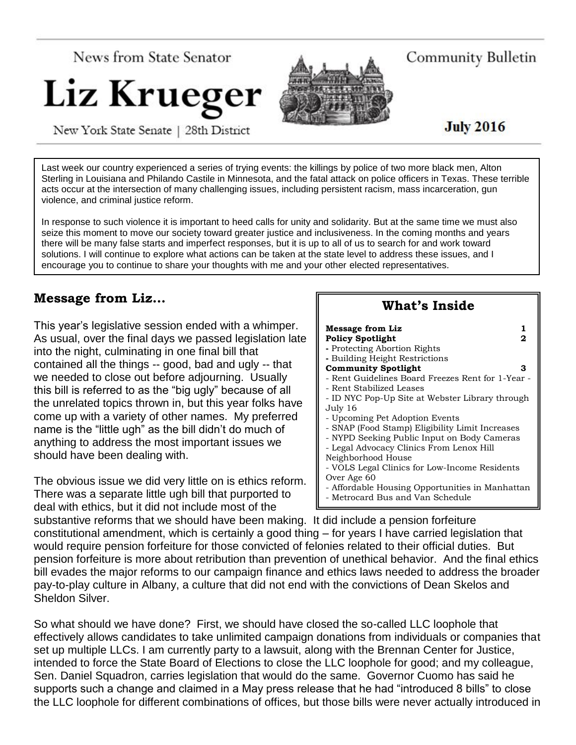News from State Senator

# Liz Krueger

New York State Senate | 28th District

Community Bulletin

**July 2016**

Last week our country experienced a series of trying events: the killings by police of two more black men, Alton Sterling in Louisiana and Philando Castile in Minnesota, and the fatal attack on police officers in Texas. These terrible acts occur at the intersection of many challenging issues, including persistent racism, mass incarceration, gun violence, and criminal justice reform.

In response to such violence it is important to heed calls for unity and solidarity. But at the same time we must also seize this moment to move our society toward greater justice and inclusiveness. In the coming months and years there will be many false starts and imperfect responses, but it is up to all of us to search for and work toward solutions. I will continue to explore what actions can be taken at the state level to address these issues, and I encourage you to continue to share your thoughts with me and your other elected representatives.

## What's Inside

**Message from Liz** 1

**Policy Spotlight** 2
- Protecting Abortion Rights
- Building Height Restrictions

**Community Spotlight** 3
- Rent Guidelines Board Freezes Rent for 1-Year -
- Rent Stabilized Leases
- ID NYC Pop-Up Site at Webster Library through July 16
- Upcoming Pet Adoption Events
- SNAP (Food Stamp) Eligibility Limit Increases
- NYPD Seeking Public Input on Body Cameras
- Legal Advocacy Clinics From Lenox Hill Neighborhood House
- VOLS Legal Clinics for Low-Income Residents Over Age 60
- Affordable Housing Opportunities in Manhattan
- Metrocard Bus and Van Schedule

## Message from Liz...

This year's legislative session ended with a whimper. As usual, over the final days we passed legislation late into the night, culminating in one final bill that contained all the things -- good, bad and ugly -- that we needed to close out before adjourning. Usually this bill is referred to as the "big ugly" because of all the unrelated topics thrown in, but this year folks have come up with a variety of other names. My preferred name is the "little ugh" as the bill didn't do much of anything to address the most important issues we should have been dealing with.

The obvious issue we did very little on is ethics reform. There was a separate little ugh bill that purported to deal with ethics, but it did not include most of the substantive reforms that we should have been making. It did include a pension forfeiture constitutional amendment, which is certainly a good thing – for years I have carried legislation that would require pension forfeiture for those convicted of felonies related to their official duties. But pension forfeiture is more about retribution than prevention of unethical behavior. And the final ethics bill evades the major reforms to our campaign finance and ethics laws needed to address the broader pay-to-play culture in Albany, a culture that did not end with the convictions of Dean Skelos and Sheldon Silver.

So what should we have done? First, we should have closed the so-called LLC loophole that effectively allows candidates to take unlimited campaign donations from individuals or companies that set up multiple LLCs. I am currently party to a lawsuit, along with the Brennan Center for Justice, intended to force the State Board of Elections to close the LLC loophole for good; and my colleague, Sen. Daniel Squadron, carries legislation that would do the same. Governor Cuomo has said he supports such a change and claimed in a May press release that he had "introduced 8 bills" to close the LLC loophole for different combinations of offices, but those bills were never actually introduced in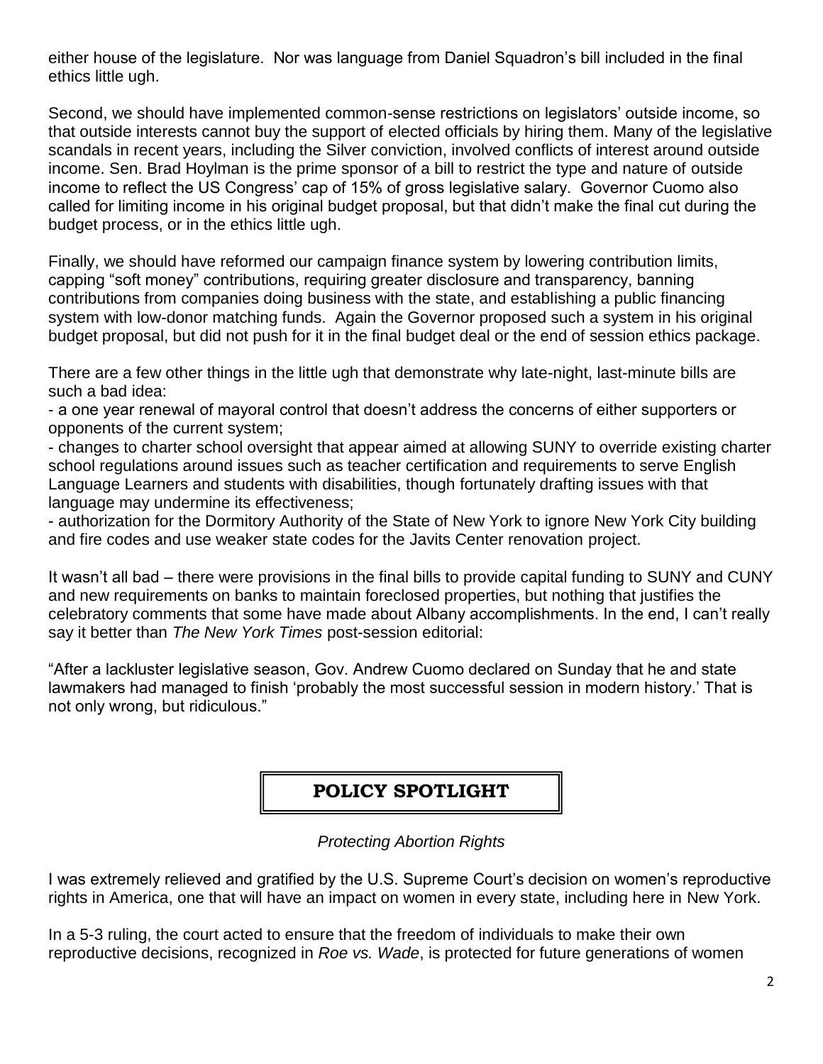either house of the legislature. Nor was language from Daniel Squadron's bill included in the final ethics little ugh.

Second, we should have implemented common-sense restrictions on legislators' outside income, so that outside interests cannot buy the support of elected officials by hiring them. Many of the legislative scandals in recent years, including the Silver conviction, involved conflicts of interest around outside income. Sen. Brad Hoylman is the prime sponsor of a bill to restrict the type and nature of outside income to reflect the US Congress' cap of 15% of gross legislative salary. Governor Cuomo also called for limiting income in his original budget proposal, but that didn't make the final cut during the budget process, or in the ethics little ugh.

Finally, we should have reformed our campaign finance system by lowering contribution limits, capping "soft money" contributions, requiring greater disclosure and transparency, banning contributions from companies doing business with the state, and establishing a public financing system with low-donor matching funds. Again the Governor proposed such a system in his original budget proposal, but did not push for it in the final budget deal or the end of session ethics package.

There are a few other things in the little ugh that demonstrate why late-night, last-minute bills are such a bad idea:

- a one year renewal of mayoral control that doesn't address the concerns of either supporters or opponents of the current system;
- changes to charter school oversight that appear aimed at allowing SUNY to override existing charter school regulations around issues such as teacher certification and requirements to serve English Language Learners and students with disabilities, though fortunately drafting issues with that language may undermine its effectiveness;
- authorization for the Dormitory Authority of the State of New York to ignore New York City building and fire codes and use weaker state codes for the Javits Center renovation project.

It wasn't all bad – there were provisions in the final bills to provide capital funding to SUNY and CUNY and new requirements on banks to maintain foreclosed properties, but nothing that justifies the celebratory comments that some have made about Albany accomplishments. In the end, I can't really say it better than *The New York Times* post-session editorial:

"After a lackluster legislative season, Gov. Andrew Cuomo declared on Sunday that he and state lawmakers had managed to finish 'probably the most successful session in modern history.' That is not only wrong, but ridiculous."

## POLICY SPOTLIGHT

*Protecting Abortion Rights*

I was extremely relieved and gratified by the U.S. Supreme Court's decision on women's reproductive rights in America, one that will have an impact on women in every state, including here in New York.

In a 5-3 ruling, the court acted to ensure that the freedom of individuals to make their own reproductive decisions, recognized in *Roe vs. Wade*, is protected for future generations of women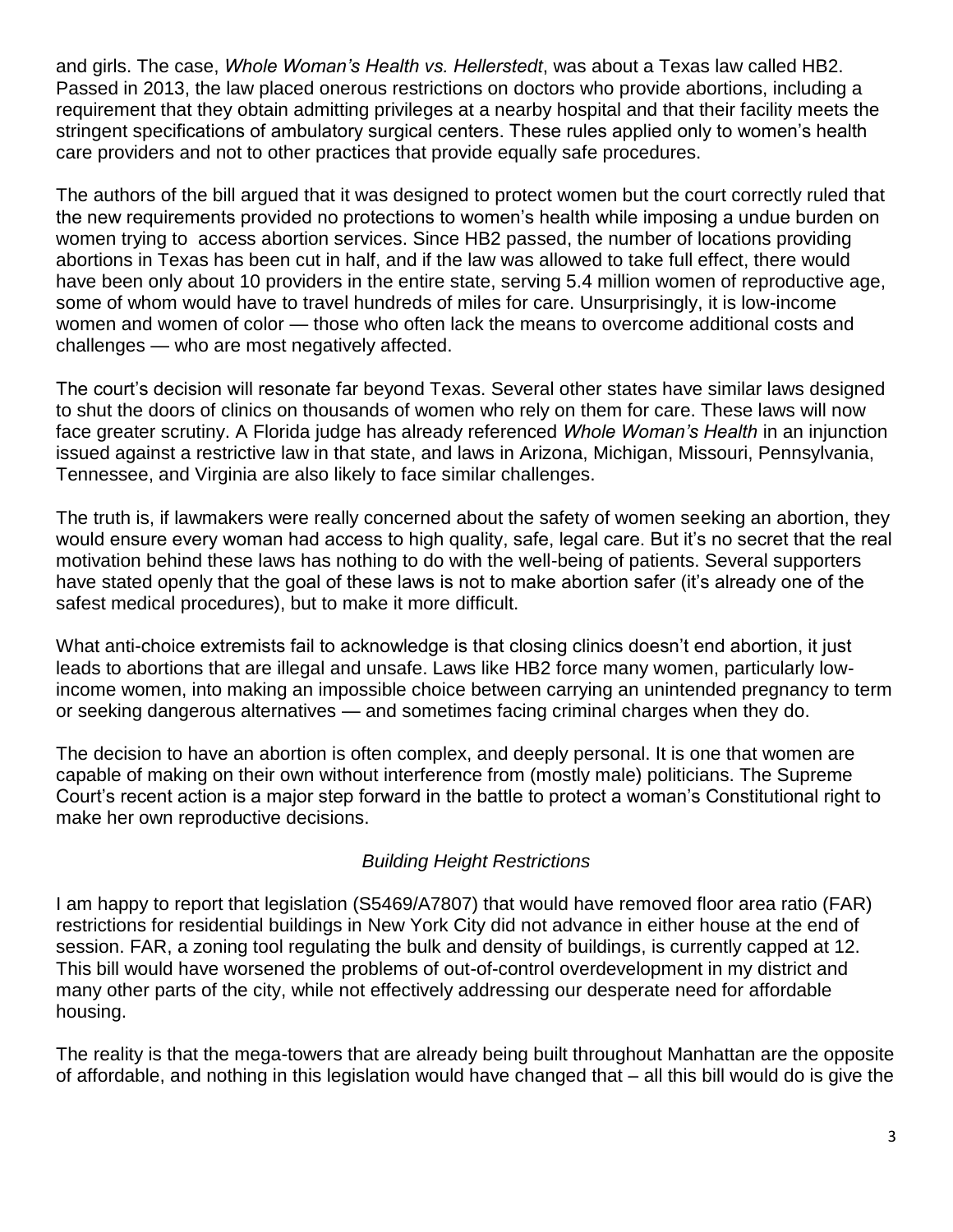and girls. The case, *Whole Woman's Health vs. Hellerstedt*, was about a Texas law called HB2. Passed in 2013, the law placed onerous restrictions on doctors who provide abortions, including a requirement that they obtain admitting privileges at a nearby hospital and that their facility meets the stringent specifications of ambulatory surgical centers. These rules applied only to women's health care providers and not to other practices that provide equally safe procedures.

The authors of the bill argued that it was designed to protect women but the court correctly ruled that the new requirements provided no protections to women's health while imposing a undue burden on women trying to access abortion services. Since HB2 passed, the number of locations providing abortions in Texas has been cut in half, and if the law was allowed to take full effect, there would have been only about 10 providers in the entire state, serving 5.4 million women of reproductive age, some of whom would have to travel hundreds of miles for care. Unsurprisingly, it is low-income women and women of color — those who often lack the means to overcome additional costs and challenges — who are most negatively affected.

The court's decision will resonate far beyond Texas. Several other states have similar laws designed to shut the doors of clinics on thousands of women who rely on them for care. These laws will now face greater scrutiny. A Florida judge has already referenced *Whole Woman's Health* in an injunction issued against a restrictive law in that state, and laws in Arizona, Michigan, Missouri, Pennsylvania, Tennessee, and Virginia are also likely to face similar challenges.

The truth is, if lawmakers were really concerned about the safety of women seeking an abortion, they would ensure every woman had access to high quality, safe, legal care. But it's no secret that the real motivation behind these laws has nothing to do with the well-being of patients. Several supporters have stated openly that the goal of these laws is not to make abortion safer (it's already one of the safest medical procedures), but to make it more difficult.

What anti-choice extremists fail to acknowledge is that closing clinics doesn't end abortion, it just leads to abortions that are illegal and unsafe. Laws like HB2 force many women, particularly low-income women, into making an impossible choice between carrying an unintended pregnancy to term or seeking dangerous alternatives — and sometimes facing criminal charges when they do.

The decision to have an abortion is often complex, and deeply personal. It is one that women are capable of making on their own without interference from (mostly male) politicians. The Supreme Court's recent action is a major step forward in the battle to protect a woman's Constitutional right to make her own reproductive decisions.

### *Building Height Restrictions*

I am happy to report that legislation (S5469/A7807) that would have removed floor area ratio (FAR) restrictions for residential buildings in New York City did not advance in either house at the end of session. FAR, a zoning tool regulating the bulk and density of buildings, is currently capped at 12. This bill would have worsened the problems of out-of-control overdevelopment in my district and many other parts of the city, while not effectively addressing our desperate need for affordable housing.

The reality is that the mega-towers that are already being built throughout Manhattan are the opposite of affordable, and nothing in this legislation would have changed that – all this bill would do is give the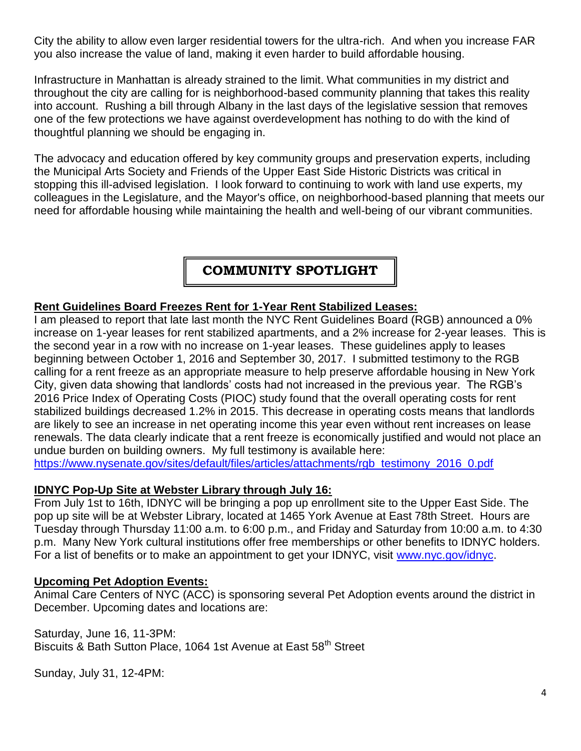City the ability to allow even larger residential towers for the ultra-rich. And when you increase FAR you also increase the value of land, making it even harder to build affordable housing.

Infrastructure in Manhattan is already strained to the limit. What communities in my district and throughout the city are calling for is neighborhood-based community planning that takes this reality into account. Rushing a bill through Albany in the last days of the legislative session that removes one of the few protections we have against overdevelopment has nothing to do with the kind of thoughtful planning we should be engaging in.

The advocacy and education offered by key community groups and preservation experts, including the Municipal Arts Society and Friends of the Upper East Side Historic Districts was critical in stopping this ill-advised legislation. I look forward to continuing to work with land use experts, my colleagues in the Legislature, and the Mayor's office, on neighborhood-based planning that meets our need for affordable housing while maintaining the health and well-being of our vibrant communities.

## COMMUNITY SPOTLIGHT

**Rent Guidelines Board Freezes Rent for 1-Year Rent Stabilized Leases:**

I am pleased to report that late last month the NYC Rent Guidelines Board (RGB) announced a 0% increase on 1-year leases for rent stabilized apartments, and a 2% increase for 2-year leases. This is the second year in a row with no increase on 1-year leases. These guidelines apply to leases beginning between October 1, 2016 and September 30, 2017. I submitted testimony to the RGB calling for a rent freeze as an appropriate measure to help preserve affordable housing in New York City, given data showing that landlords' costs had not increased in the previous year. The RGB's 2016 Price Index of Operating Costs (PIOC) study found that the overall operating costs for rent stabilized buildings decreased 1.2% in 2015. This decrease in operating costs means that landlords are likely to see an increase in net operating income this year even without rent increases on lease renewals. The data clearly indicate that a rent freeze is economically justified and would not place an undue burden on building owners. My full testimony is available here: https://www.nysenate.gov/sites/default/files/articles/attachments/rgb_testimony_2016_0.pdf

**IDNYC Pop-Up Site at Webster Library through July 16:**

From July 1st to 16th, IDNYC will be bringing a pop up enrollment site to the Upper East Side. The pop up site will be at Webster Library, located at 1465 York Avenue at East 78th Street. Hours are Tuesday through Thursday 11:00 a.m. to 6:00 p.m., and Friday and Saturday from 10:00 a.m. to 4:30 p.m. Many New York cultural institutions offer free memberships or other benefits to IDNYC holders. For a list of benefits or to make an appointment to get your IDNYC, visit www.nyc.gov/idnyc.

**Upcoming Pet Adoption Events:**

Animal Care Centers of NYC (ACC) is sponsoring several Pet Adoption events around the district in December. Upcoming dates and locations are:

Saturday, June 16, 11-3PM:
Biscuits & Bath Sutton Place, 1064 1st Avenue at East 58th Street

Sunday, July 31, 12-4PM: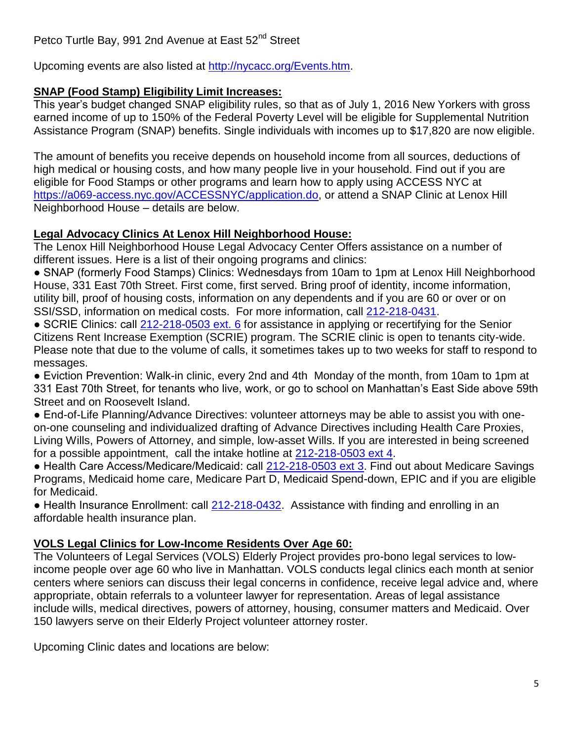Petco Turtle Bay, 991 2nd Avenue at East 52nd Street

Upcoming events are also listed at [http://nycacc.org/Events.htm](http://nycacc.org/Events.htm).

**SNAP (Food Stamp) Eligibility Limit Increases:**

This year's budget changed SNAP eligibility rules, so that as of July 1, 2016 New Yorkers with gross earned income of up to 150% of the Federal Poverty Level will be eligible for Supplemental Nutrition Assistance Program (SNAP) benefits. Single individuals with incomes up to $17,820 are now eligible.

The amount of benefits you receive depends on household income from all sources, deductions of high medical or housing costs, and how many people live in your household. Find out if you are eligible for Food Stamps or other programs and learn how to apply using ACCESS NYC at [https://a069-access.nyc.gov/ACCESSNYC/application.do](https://a069-access.nyc.gov/ACCESSNYC/application.do), or attend a SNAP Clinic at Lenox Hill Neighborhood House – details are below.

**Legal Advocacy Clinics At Lenox Hill Neighborhood House:**

The Lenox Hill Neighborhood House Legal Advocacy Center Offers assistance on a number of different issues. Here is a list of their ongoing programs and clinics:

- SNAP (formerly Food Stamps) Clinics: Wednesdays from 10am to 1pm at Lenox Hill Neighborhood House, 331 East 70th Street. First come, first served. Bring proof of identity, income information, utility bill, proof of housing costs, information on any dependents and if you are 60 or over or on SSI/SSD, information on medical costs. For more information, call 212-218-0431.
- SCRIE Clinics: call 212-218-0503 ext. 6 for assistance in applying or recertifying for the Senior Citizens Rent Increase Exemption (SCRIE) program. The SCRIE clinic is open to tenants city-wide. Please note that due to the volume of calls, it sometimes takes up to two weeks for staff to respond to messages.
- Eviction Prevention: Walk-in clinic, every 2nd and 4th Monday of the month, from 10am to 1pm at 331 East 70th Street, for tenants who live, work, or go to school on Manhattan's East Side above 59th Street and on Roosevelt Island.
- End-of-Life Planning/Advance Directives: volunteer attorneys may be able to assist you with one-on-one counseling and individualized drafting of Advance Directives including Health Care Proxies, Living Wills, Powers of Attorney, and simple, low-asset Wills. If you are interested in being screened for a possible appointment, call the intake hotline at 212-218-0503 ext 4.
- Health Care Access/Medicare/Medicaid: call 212-218-0503 ext 3. Find out about Medicare Savings Programs, Medicaid home care, Medicare Part D, Medicaid Spend-down, EPIC and if you are eligible for Medicaid.
- Health Insurance Enrollment: call 212-218-0432. Assistance with finding and enrolling in an affordable health insurance plan.

**VOLS Legal Clinics for Low-Income Residents Over Age 60:**

The Volunteers of Legal Services (VOLS) Elderly Project provides pro-bono legal services to low-income people over age 60 who live in Manhattan. VOLS conducts legal clinics each month at senior centers where seniors can discuss their legal concerns in confidence, receive legal advice and, where appropriate, obtain referrals to a volunteer lawyer for representation. Areas of legal assistance include wills, medical directives, powers of attorney, housing, consumer matters and Medicaid. Over 150 lawyers serve on their Elderly Project volunteer attorney roster.

Upcoming Clinic dates and locations are below: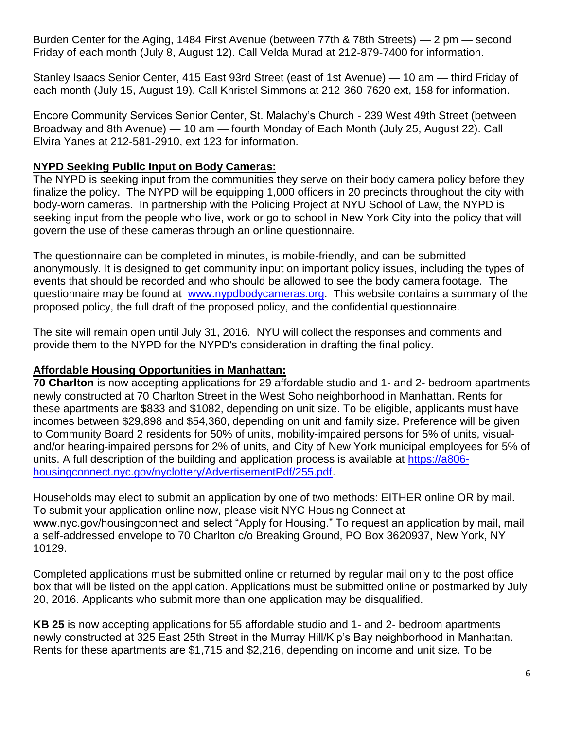Burden Center for the Aging, 1484 First Avenue (between 77th & 78th Streets) — 2 pm — second Friday of each month (July 8, August 12). Call Velda Murad at 212-879-7400 for information.

Stanley Isaacs Senior Center, 415 East 93rd Street (east of 1st Avenue) — 10 am — third Friday of each month (July 15, August 19). Call Khristel Simmons at 212-360-7620 ext, 158 for information.

Encore Community Services Senior Center, St. Malachy's Church - 239 West 49th Street (between Broadway and 8th Avenue) — 10 am — fourth Monday of Each Month (July 25, August 22). Call Elvira Yanes at 212-581-2910, ext 123 for information.

**NYPD Seeking Public Input on Body Cameras:**

The NYPD is seeking input from the communities they serve on their body camera policy before they finalize the policy. The NYPD will be equipping 1,000 officers in 20 precincts throughout the city with body-worn cameras. In partnership with the Policing Project at NYU School of Law, the NYPD is seeking input from the people who live, work or go to school in New York City into the policy that will govern the use of these cameras through an online questionnaire.

The questionnaire can be completed in minutes, is mobile-friendly, and can be submitted anonymously. It is designed to get community input on important policy issues, including the types of events that should be recorded and who should be allowed to see the body camera footage. The questionnaire may be found at [www.nypdbodycameras.org](www.nypdbodycameras.org). This website contains a summary of the proposed policy, the full draft of the proposed policy, and the confidential questionnaire.

The site will remain open until July 31, 2016. NYU will collect the responses and comments and provide them to the NYPD for the NYPD's consideration in drafting the final policy.

**Affordable Housing Opportunities in Manhattan:**

**70 Charlton** is now accepting applications for 29 affordable studio and 1- and 2- bedroom apartments newly constructed at 70 Charlton Street in the West Soho neighborhood in Manhattan. Rents for these apartments are $833 and $1082, depending on unit size. To be eligible, applicants must have incomes between $29,898 and $54,360, depending on unit and family size. Preference will be given to Community Board 2 residents for 50% of units, mobility-impaired persons for 5% of units, visual- and/or hearing-impaired persons for 2% of units, and City of New York municipal employees for 5% of units. A full description of the building and application process is available at [https://a806-housingconnect.nyc.gov/nyclottery/AdvertisementPdf/255.pdf](https://a806-housingconnect.nyc.gov/nyclottery/AdvertisementPdf/255.pdf).

Households may elect to submit an application by one of two methods: EITHER online OR by mail. To submit your application online now, please visit NYC Housing Connect at www.nyc.gov/housingconnect and select "Apply for Housing." To request an application by mail, mail a self-addressed envelope to 70 Charlton c/o Breaking Ground, PO Box 3620937, New York, NY 10129.

Completed applications must be submitted online or returned by regular mail only to the post office box that will be listed on the application. Applications must be submitted online or postmarked by July 20, 2016. Applicants who submit more than one application may be disqualified.

**KB 25** is now accepting applications for 55 affordable studio and 1- and 2- bedroom apartments newly constructed at 325 East 25th Street in the Murray Hill/Kip's Bay neighborhood in Manhattan. Rents for these apartments are $1,715 and $2,216, depending on income and unit size. To be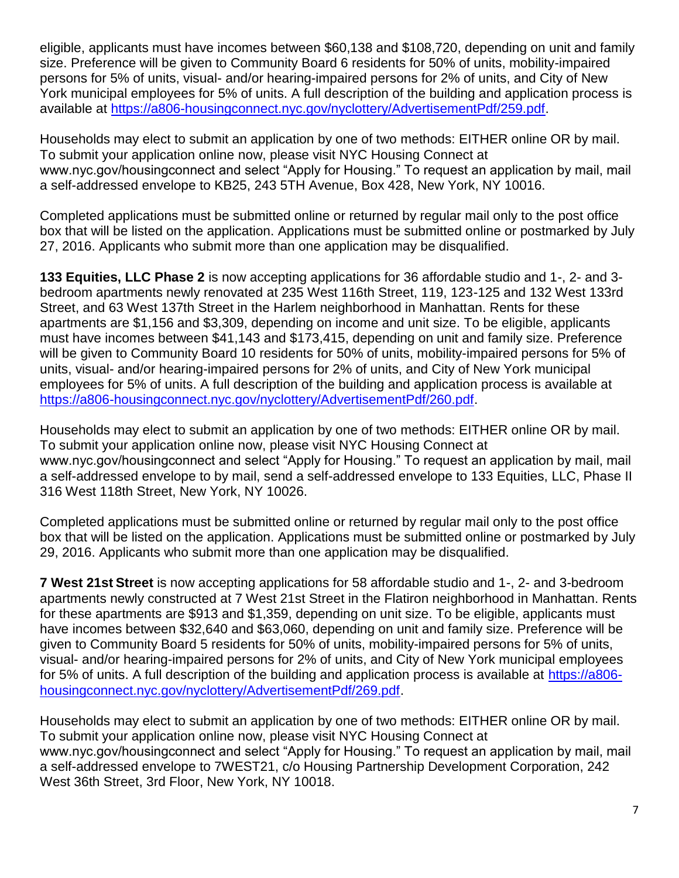eligible, applicants must have incomes between $60,138 and $108,720, depending on unit and family size. Preference will be given to Community Board 6 residents for 50% of units, mobility-impaired persons for 5% of units, visual- and/or hearing-impaired persons for 2% of units, and City of New York municipal employees for 5% of units. A full description of the building and application process is available at https://a806-housingconnect.nyc.gov/nyclottery/AdvertisementPdf/259.pdf.

Households may elect to submit an application by one of two methods: EITHER online OR by mail. To submit your application online now, please visit NYC Housing Connect at www.nyc.gov/housingconnect and select "Apply for Housing." To request an application by mail, mail a self-addressed envelope to KB25, 243 5TH Avenue, Box 428, New York, NY 10016.

Completed applications must be submitted online or returned by regular mail only to the post office box that will be listed on the application. Applications must be submitted online or postmarked by July 27, 2016. Applicants who submit more than one application may be disqualified.

**133 Equities, LLC Phase 2** is now accepting applications for 36 affordable studio and 1-, 2- and 3-bedroom apartments newly renovated at 235 West 116th Street, 119, 123-125 and 132 West 133rd Street, and 63 West 137th Street in the Harlem neighborhood in Manhattan. Rents for these apartments are $1,156 and $3,309, depending on income and unit size. To be eligible, applicants must have incomes between $41,143 and $173,415, depending on unit and family size. Preference will be given to Community Board 10 residents for 50% of units, mobility-impaired persons for 5% of units, visual- and/or hearing-impaired persons for 2% of units, and City of New York municipal employees for 5% of units. A full description of the building and application process is available at https://a806-housingconnect.nyc.gov/nyclottery/AdvertisementPdf/260.pdf.

Households may elect to submit an application by one of two methods: EITHER online OR by mail. To submit your application online now, please visit NYC Housing Connect at www.nyc.gov/housingconnect and select "Apply for Housing." To request an application by mail, mail a self-addressed envelope to by mail, send a self-addressed envelope to 133 Equities, LLC, Phase II 316 West 118th Street, New York, NY 10026.

Completed applications must be submitted online or returned by regular mail only to the post office box that will be listed on the application. Applications must be submitted online or postmarked by July 29, 2016. Applicants who submit more than one application may be disqualified.

**7 West 21st Street** is now accepting applications for 58 affordable studio and 1-, 2- and 3-bedroom apartments newly constructed at 7 West 21st Street in the Flatiron neighborhood in Manhattan. Rents for these apartments are $913 and $1,359, depending on unit size. To be eligible, applicants must have incomes between $32,640 and $63,060, depending on unit and family size. Preference will be given to Community Board 5 residents for 50% of units, mobility-impaired persons for 5% of units, visual- and/or hearing-impaired persons for 2% of units, and City of New York municipal employees for 5% of units. A full description of the building and application process is available at https://a806-housingconnect.nyc.gov/nyclottery/AdvertisementPdf/269.pdf.

Households may elect to submit an application by one of two methods: EITHER online OR by mail. To submit your application online now, please visit NYC Housing Connect at www.nyc.gov/housingconnect and select "Apply for Housing." To request an application by mail, mail a self-addressed envelope to 7WEST21, c/o Housing Partnership Development Corporation, 242 West 36th Street, 3rd Floor, New York, NY 10018.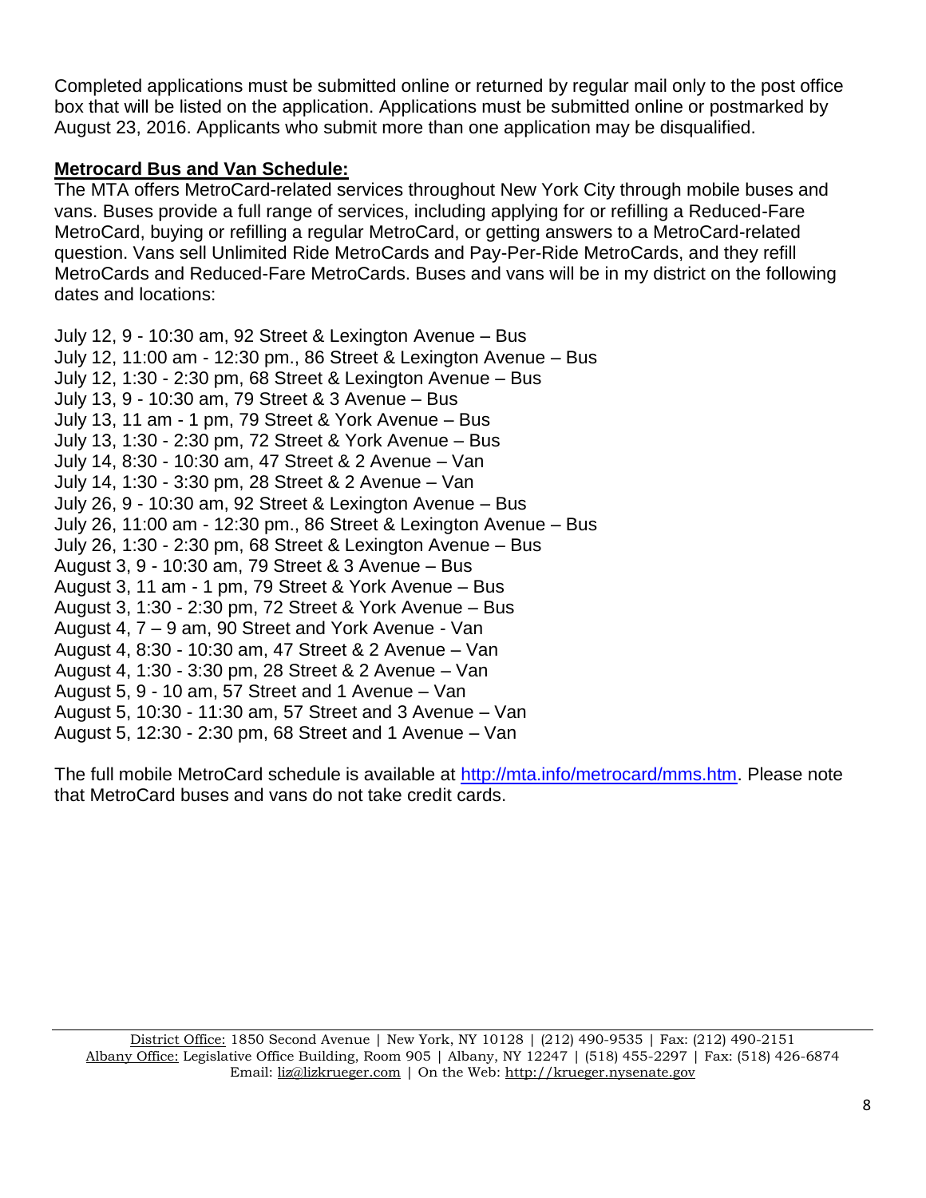Completed applications must be submitted online or returned by regular mail only to the post office box that will be listed on the application. Applications must be submitted online or postmarked by August 23, 2016. Applicants who submit more than one application may be disqualified.

**Metrocard Bus and Van Schedule:**

The MTA offers MetroCard-related services throughout New York City through mobile buses and vans. Buses provide a full range of services, including applying for or refilling a Reduced-Fare MetroCard, buying or refilling a regular MetroCard, or getting answers to a MetroCard-related question. Vans sell Unlimited Ride MetroCards and Pay-Per-Ride MetroCards, and they refill MetroCards and Reduced-Fare MetroCards. Buses and vans will be in my district on the following dates and locations:

July 12, 9 - 10:30 am, 92 Street & Lexington Avenue – Bus
July 12, 11:00 am - 12:30 pm., 86 Street & Lexington Avenue – Bus
July 12, 1:30 - 2:30 pm, 68 Street & Lexington Avenue – Bus
July 13, 9 - 10:30 am, 79 Street & 3 Avenue – Bus
July 13, 11 am - 1 pm, 79 Street & York Avenue – Bus
July 13, 1:30 - 2:30 pm, 72 Street & York Avenue – Bus
July 14, 8:30 - 10:30 am, 47 Street & 2 Avenue – Van
July 14, 1:30 - 3:30 pm, 28 Street & 2 Avenue – Van
July 26, 9 - 10:30 am, 92 Street & Lexington Avenue – Bus
July 26, 11:00 am - 12:30 pm., 86 Street & Lexington Avenue – Bus
July 26, 1:30 - 2:30 pm, 68 Street & Lexington Avenue – Bus
August 3, 9 - 10:30 am, 79 Street & 3 Avenue – Bus
August 3, 11 am - 1 pm, 79 Street & York Avenue – Bus
August 3, 1:30 - 2:30 pm, 72 Street & York Avenue – Bus
August 4, 7 – 9 am, 90 Street and York Avenue - Van
August 4, 8:30 - 10:30 am, 47 Street & 2 Avenue – Van
August 4, 1:30 - 3:30 pm, 28 Street & 2 Avenue – Van
August 5, 9 - 10 am, 57 Street and 1 Avenue – Van
August 5, 10:30 - 11:30 am, 57 Street and 3 Avenue – Van
August 5, 12:30 - 2:30 pm, 68 Street and 1 Avenue – Van

The full mobile MetroCard schedule is available at http://mta.info/metrocard/mms.htm. Please note that MetroCard buses and vans do not take credit cards.